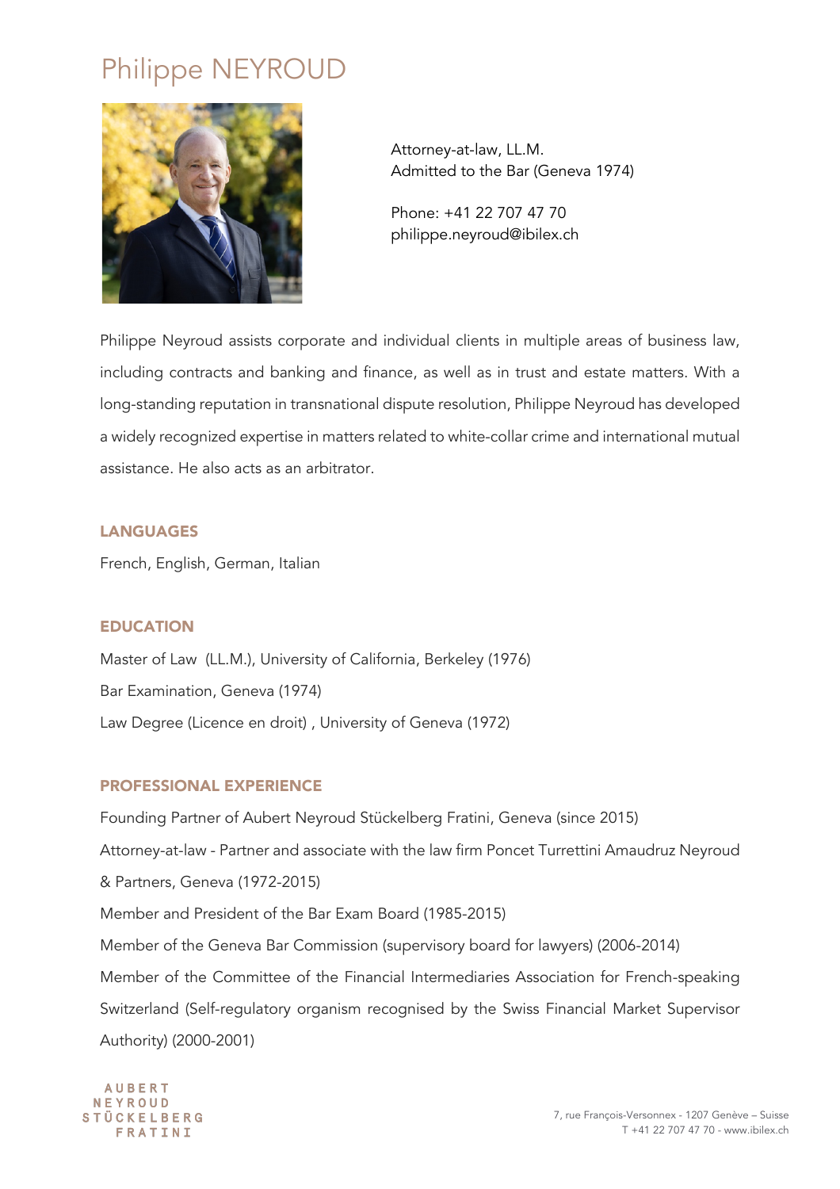# Philippe NEYROUD

Attorney-at-law, LL.M.
Admitted to the Bar (Geneva 1974)

Phone: +41 22 707 47 70
philippe.neyroud@ibilex.ch

Philippe Neyroud assists corporate and individual clients in multiple areas of business law, including contracts and banking and finance, as well as in trust and estate matters. With a long-standing reputation in transnational dispute resolution, Philippe Neyroud has developed a widely recognized expertise in matters related to white-collar crime and international mutual assistance. He also acts as an arbitrator.

## LANGUAGES

French, English, German, Italian

## EDUCATION

Master of Law (LL.M.), University of California, Berkeley (1976)

Bar Examination, Geneva (1974)

Law Degree (Licence en droit) , University of Geneva (1972)

## PROFESSIONAL EXPERIENCE

Founding Partner of Aubert Neyroud Stückelberg Fratini, Geneva (since 2015)

Attorney-at-law - Partner and associate with the law firm Poncet Turrettini Amaudruz Neyroud & Partners, Geneva (1972-2015)

Member and President of the Bar Exam Board (1985-2015)

Member of the Geneva Bar Commission (supervisory board for lawyers) (2006-2014)

Member of the Committee of the Financial Intermediaries Association for French-speaking Switzerland (Self-regulatory organism recognised by the Swiss Financial Market Supervisor Authority) (2000-2001)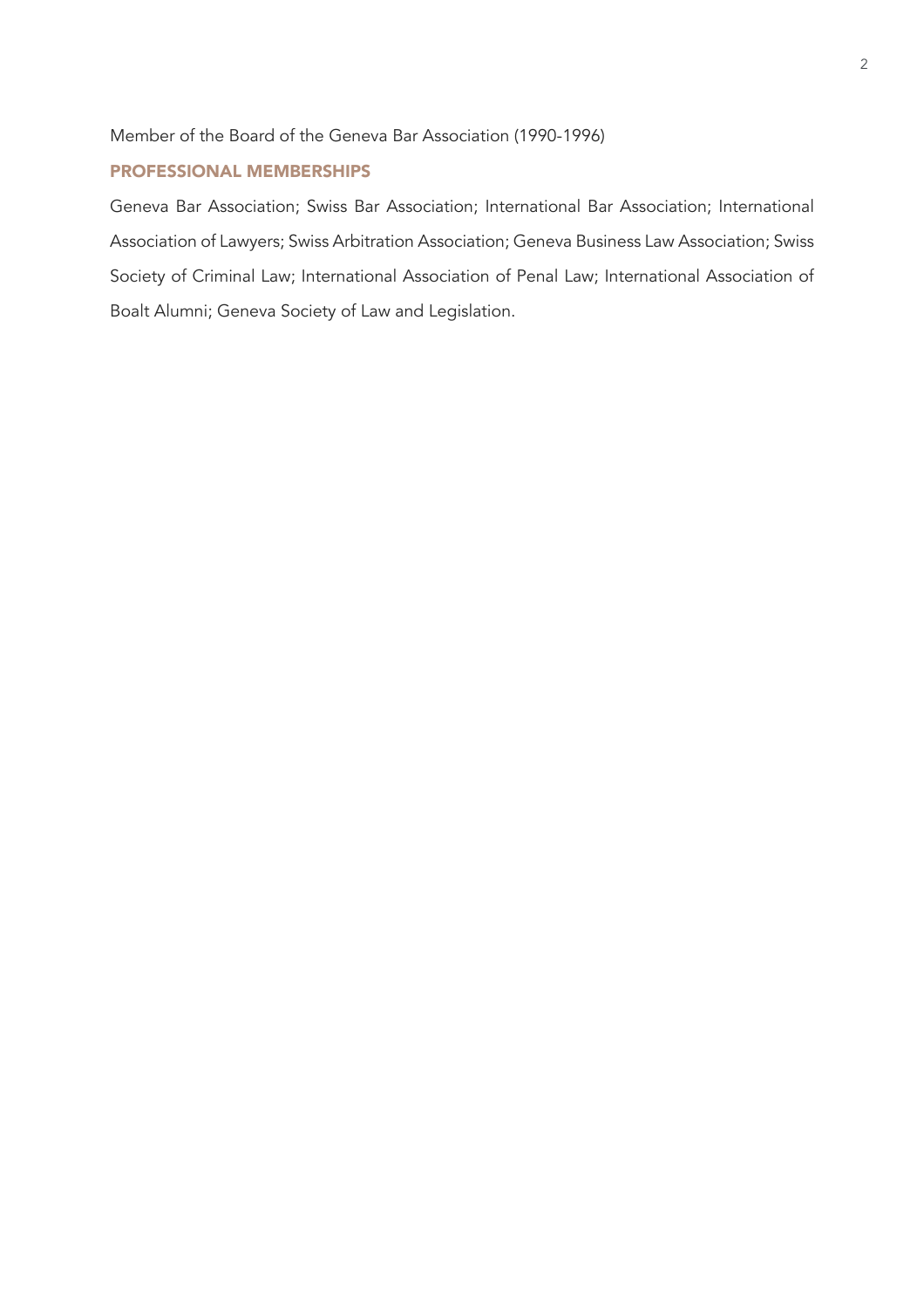Member of the Board of the Geneva Bar Association (1990-1996)

## PROFESSIONAL MEMBERSHIPS

Geneva Bar Association; Swiss Bar Association; International Bar Association; International Association of Lawyers; Swiss Arbitration Association; Geneva Business Law Association; Swiss Society of Criminal Law; International Association of Penal Law; International Association of Boalt Alumni; Geneva Society of Law and Legislation.